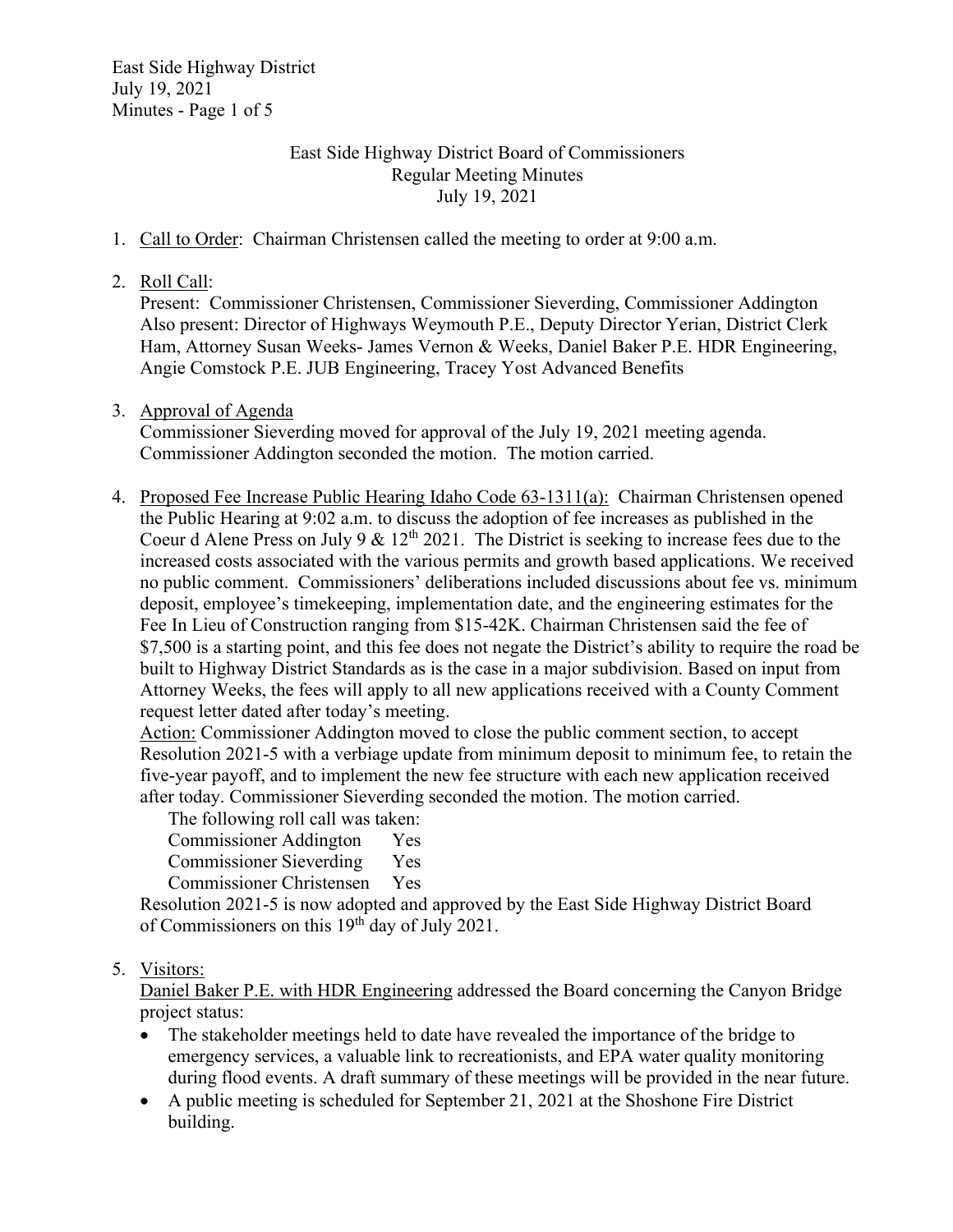East Side Highway District Board of Commissioners
Regular Meeting Minutes
July 19, 2021

1. Call to Order: Chairman Christensen called the meeting to order at 9:00 a.m.

2. Roll Call:
   Present: Commissioner Christensen, Commissioner Sieverding, Commissioner Addington
   Also present: Director of Highways Weymouth P.E., Deputy Director Yerian, District Clerk Ham, Attorney Susan Weeks- James Vernon & Weeks, Daniel Baker P.E. HDR Engineering, Angie Comstock P.E. JUB Engineering, Tracey Yost Advanced Benefits

3. Approval of Agenda
   Commissioner Sieverding moved for approval of the July 19, 2021 meeting agenda. Commissioner Addington seconded the motion. The motion carried.

4. Proposed Fee Increase Public Hearing Idaho Code 63-1311(a): Chairman Christensen opened the Public Hearing at 9:02 a.m. to discuss the adoption of fee increases as published in the Coeur d Alene Press on July 9 & 12th 2021. The District is seeking to increase fees due to the increased costs associated with the various permits and growth based applications. We received no public comment. Commissioners' deliberations included discussions about fee vs. minimum deposit, employee's timekeeping, implementation date, and the engineering estimates for the Fee In Lieu of Construction ranging from $15-42K. Chairman Christensen said the fee of $7,500 is a starting point, and this fee does not negate the District's ability to require the road be built to Highway District Standards as is the case in a major subdivision. Based on input from Attorney Weeks, the fees will apply to all new applications received with a County Comment request letter dated after today's meeting.
   Action: Commissioner Addington moved to close the public comment section, to accept Resolution 2021-5 with a verbiage update from minimum deposit to minimum fee, to retain the five-year payoff, and to implement the new fee structure with each new application received after today. Commissioner Sieverding seconded the motion. The motion carried.
   The following roll call was taken:
   Commissioner Addington Yes
   Commissioner Sieverding Yes
   Commissioner Christensen Yes
   Resolution 2021-5 is now adopted and approved by the East Side Highway District Board of Commissioners on this 19th day of July 2021.

5. Visitors:
   Daniel Baker P.E. with HDR Engineering addressed the Board concerning the Canyon Bridge project status:
   - The stakeholder meetings held to date have revealed the importance of the bridge to emergency services, a valuable link to recreationists, and EPA water quality monitoring during flood events. A draft summary of these meetings will be provided in the near future.
   - A public meeting is scheduled for September 21, 2021 at the Shoshone Fire District building.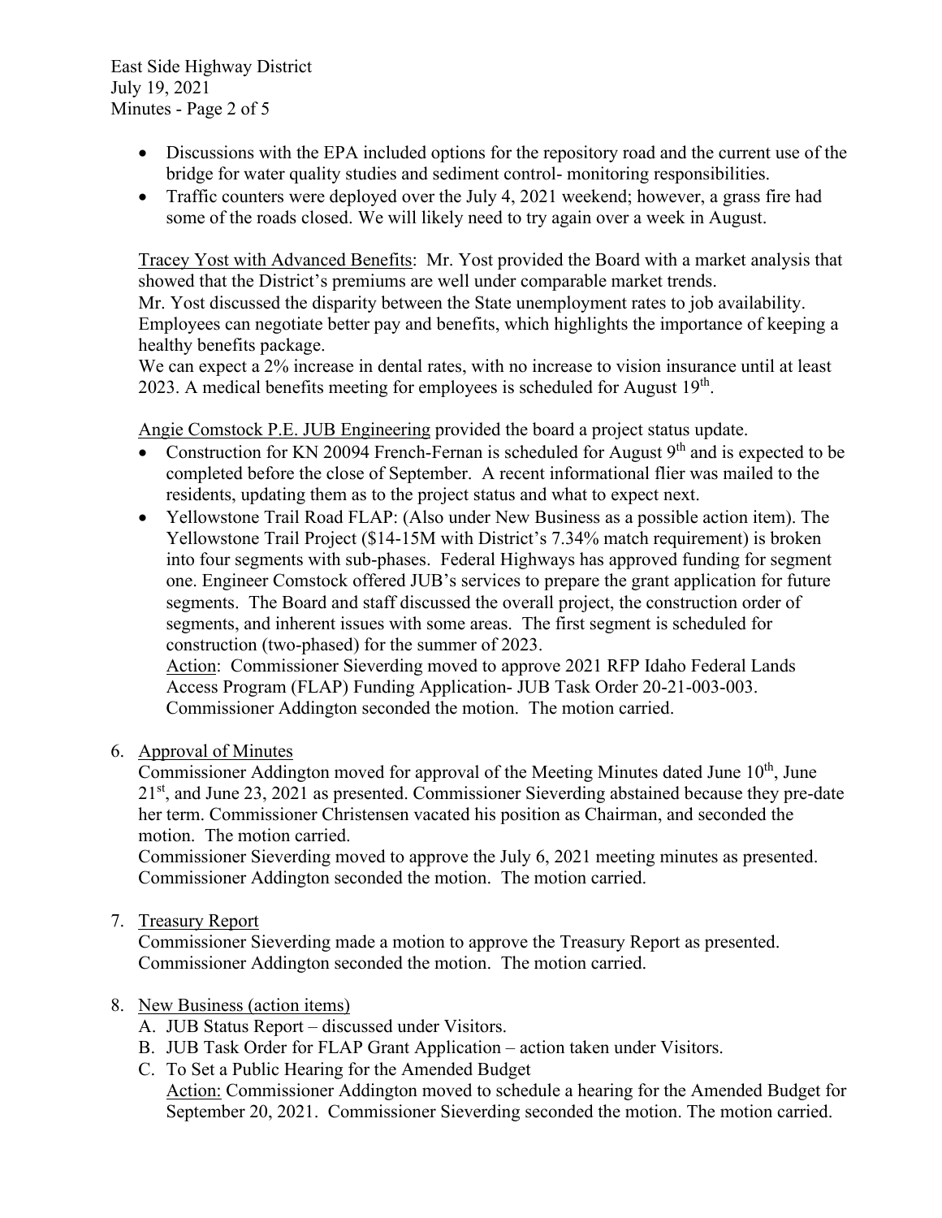- Discussions with the EPA included options for the repository road and the current use of the bridge for water quality studies and sediment control- monitoring responsibilities.
- Traffic counters were deployed over the July 4, 2021 weekend; however, a grass fire had some of the roads closed. We will likely need to try again over a week in August.

Tracey Yost with Advanced Benefits: Mr. Yost provided the Board with a market analysis that showed that the District's premiums are well under comparable market trends.
Mr. Yost discussed the disparity between the State unemployment rates to job availability. Employees can negotiate better pay and benefits, which highlights the importance of keeping a healthy benefits package.
We can expect a 2% increase in dental rates, with no increase to vision insurance until at least 2023. A medical benefits meeting for employees is scheduled for August 19th.

Angie Comstock P.E. JUB Engineering provided the board a project status update.

- Construction for KN 20094 French-Fernan is scheduled for August 9th and is expected to be completed before the close of September. A recent informational flier was mailed to the residents, updating them as to the project status and what to expect next.
- Yellowstone Trail Road FLAP: (Also under New Business as a possible action item). The Yellowstone Trail Project ($14-15M with District's 7.34% match requirement) is broken into four segments with sub-phases. Federal Highways has approved funding for segment one. Engineer Comstock offered JUB's services to prepare the grant application for future segments. The Board and staff discussed the overall project, the construction order of segments, and inherent issues with some areas. The first segment is scheduled for construction (two-phased) for the summer of 2023.
  Action: Commissioner Sieverding moved to approve 2021 RFP Idaho Federal Lands Access Program (FLAP) Funding Application- JUB Task Order 20-21-003-003. Commissioner Addington seconded the motion. The motion carried.

6. Approval of Minutes
   Commissioner Addington moved for approval of the Meeting Minutes dated June 10th, June 21st, and June 23, 2021 as presented. Commissioner Sieverding abstained because they pre-date her term. Commissioner Christensen vacated his position as Chairman, and seconded the motion. The motion carried.
   Commissioner Sieverding moved to approve the July 6, 2021 meeting minutes as presented. Commissioner Addington seconded the motion. The motion carried.

7. Treasury Report
   Commissioner Sieverding made a motion to approve the Treasury Report as presented. Commissioner Addington seconded the motion. The motion carried.

8. New Business (action items)
   A. JUB Status Report – discussed under Visitors.
   B. JUB Task Order for FLAP Grant Application – action taken under Visitors.
   C. To Set a Public Hearing for the Amended Budget
   Action: Commissioner Addington moved to schedule a hearing for the Amended Budget for September 20, 2021. Commissioner Sieverding seconded the motion. The motion carried.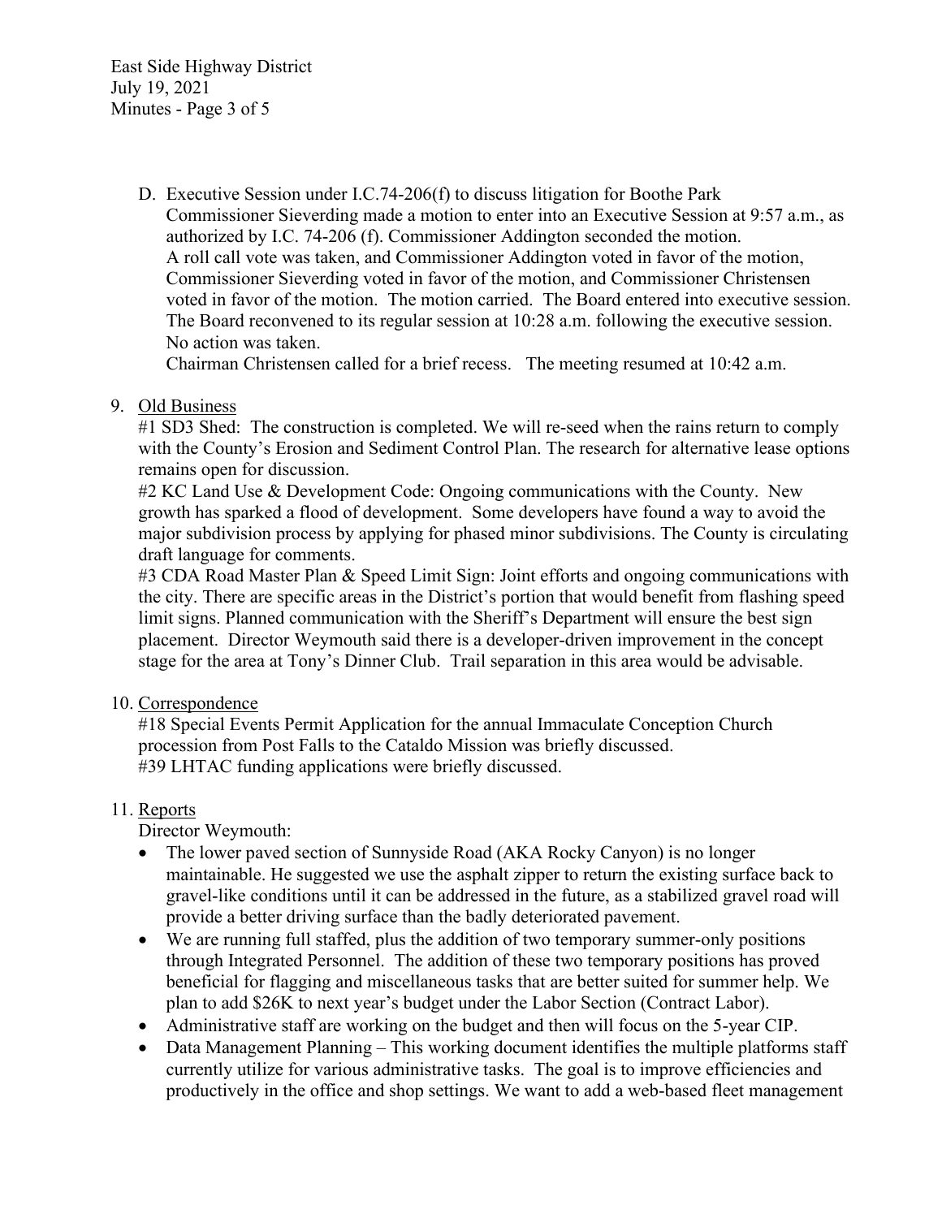D. Executive Session under I.C.74-206(f) to discuss litigation for Boothe Park
   Commissioner Sieverding made a motion to enter into an Executive Session at 9:57 a.m., as authorized by I.C. 74-206 (f). Commissioner Addington seconded the motion.
   A roll call vote was taken, and Commissioner Addington voted in favor of the motion, Commissioner Sieverding voted in favor of the motion, and Commissioner Christensen voted in favor of the motion. The motion carried. The Board entered into executive session. The Board reconvened to its regular session at 10:28 a.m. following the executive session. No action was taken.
   Chairman Christensen called for a brief recess. The meeting resumed at 10:42 a.m.

9. <u>Old Business</u>
   #1 SD3 Shed: The construction is completed. We will re-seed when the rains return to comply with the County's Erosion and Sediment Control Plan. The research for alternative lease options remains open for discussion.
   #2 KC Land Use & Development Code: Ongoing communications with the County. New growth has sparked a flood of development. Some developers have found a way to avoid the major subdivision process by applying for phased minor subdivisions. The County is circulating draft language for comments.
   #3 CDA Road Master Plan & Speed Limit Sign: Joint efforts and ongoing communications with the city. There are specific areas in the District's portion that would benefit from flashing speed limit signs. Planned communication with the Sheriff's Department will ensure the best sign placement. Director Weymouth said there is a developer-driven improvement in the concept stage for the area at Tony's Dinner Club. Trail separation in this area would be advisable.

10. <u>Correspondence</u>
    #18 Special Events Permit Application for the annual Immaculate Conception Church procession from Post Falls to the Cataldo Mission was briefly discussed.
    #39 LHTAC funding applications were briefly discussed.

11. <u>Reports</u>
    Director Weymouth:
    - The lower paved section of Sunnyside Road (AKA Rocky Canyon) is no longer maintainable. He suggested we use the asphalt zipper to return the existing surface back to gravel-like conditions until it can be addressed in the future, as a stabilized gravel road will provide a better driving surface than the badly deteriorated pavement.
    - We are running full staffed, plus the addition of two temporary summer-only positions through Integrated Personnel. The addition of these two temporary positions has proved beneficial for flagging and miscellaneous tasks that are better suited for summer help. We plan to add $26K to next year's budget under the Labor Section (Contract Labor).
    - Administrative staff are working on the budget and then will focus on the 5-year CIP.
    - Data Management Planning – This working document identifies the multiple platforms staff currently utilize for various administrative tasks. The goal is to improve efficiencies and productively in the office and shop settings. We want to add a web-based fleet management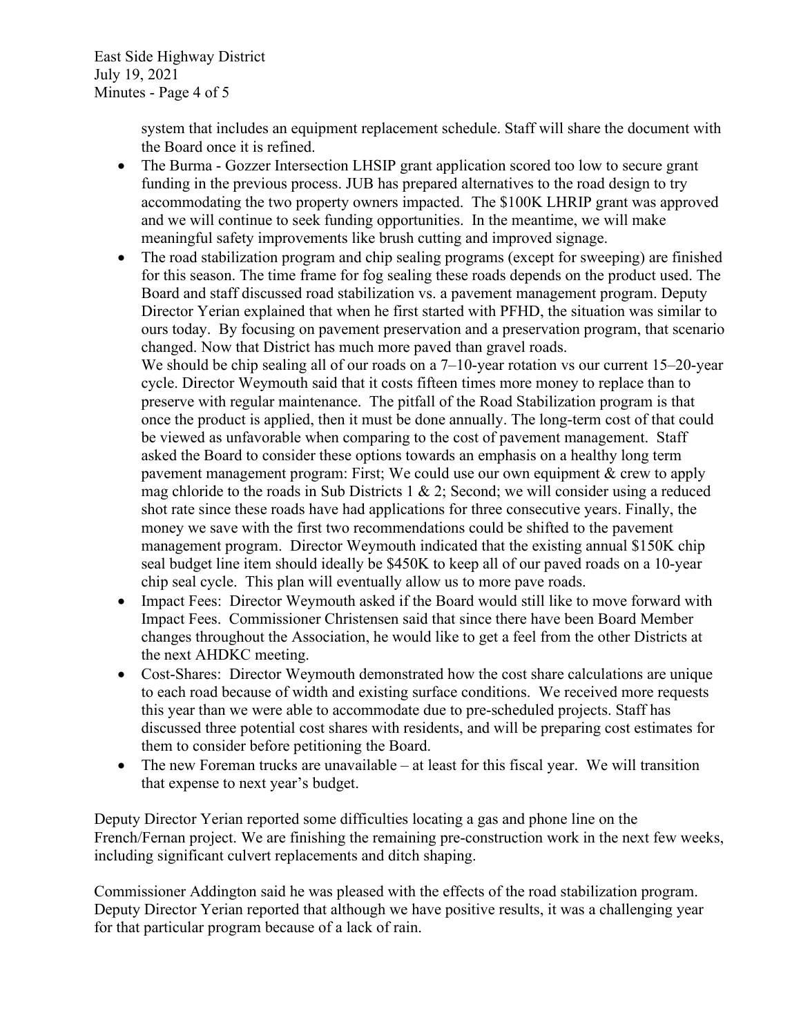system that includes an equipment replacement schedule. Staff will share the document with the Board once it is refined.

- The Burma - Gozzer Intersection LHSIP grant application scored too low to secure grant funding in the previous process. JUB has prepared alternatives to the road design to try accommodating the two property owners impacted. The $100K LHRIP grant was approved and we will continue to seek funding opportunities. In the meantime, we will make meaningful safety improvements like brush cutting and improved signage.
- The road stabilization program and chip sealing programs (except for sweeping) are finished for this season. The time frame for fog sealing these roads depends on the product used. The Board and staff discussed road stabilization vs. a pavement management program. Deputy Director Yerian explained that when he first started with PFHD, the situation was similar to ours today. By focusing on pavement preservation and a preservation program, that scenario changed. Now that District has much more paved than gravel roads.
  We should be chip sealing all of our roads on a 7–10-year rotation vs our current 15–20-year cycle. Director Weymouth said that it costs fifteen times more money to replace than to preserve with regular maintenance. The pitfall of the Road Stabilization program is that once the product is applied, then it must be done annually. The long-term cost of that could be viewed as unfavorable when comparing to the cost of pavement management. Staff asked the Board to consider these options towards an emphasis on a healthy long term pavement management program: First; We could use our own equipment & crew to apply mag chloride to the roads in Sub Districts 1 & 2; Second; we will consider using a reduced shot rate since these roads have had applications for three consecutive years. Finally, the money we save with the first two recommendations could be shifted to the pavement management program. Director Weymouth indicated that the existing annual $150K chip seal budget line item should ideally be $450K to keep all of our paved roads on a 10-year chip seal cycle. This plan will eventually allow us to more pave roads.
- Impact Fees: Director Weymouth asked if the Board would still like to move forward with Impact Fees. Commissioner Christensen said that since there have been Board Member changes throughout the Association, he would like to get a feel from the other Districts at the next AHDKC meeting.
- Cost-Shares: Director Weymouth demonstrated how the cost share calculations are unique to each road because of width and existing surface conditions. We received more requests this year than we were able to accommodate due to pre-scheduled projects. Staff has discussed three potential cost shares with residents, and will be preparing cost estimates for them to consider before petitioning the Board.
- The new Foreman trucks are unavailable – at least for this fiscal year. We will transition that expense to next year's budget.

Deputy Director Yerian reported some difficulties locating a gas and phone line on the French/Fernan project. We are finishing the remaining pre-construction work in the next few weeks, including significant culvert replacements and ditch shaping.

Commissioner Addington said he was pleased with the effects of the road stabilization program. Deputy Director Yerian reported that although we have positive results, it was a challenging year for that particular program because of a lack of rain.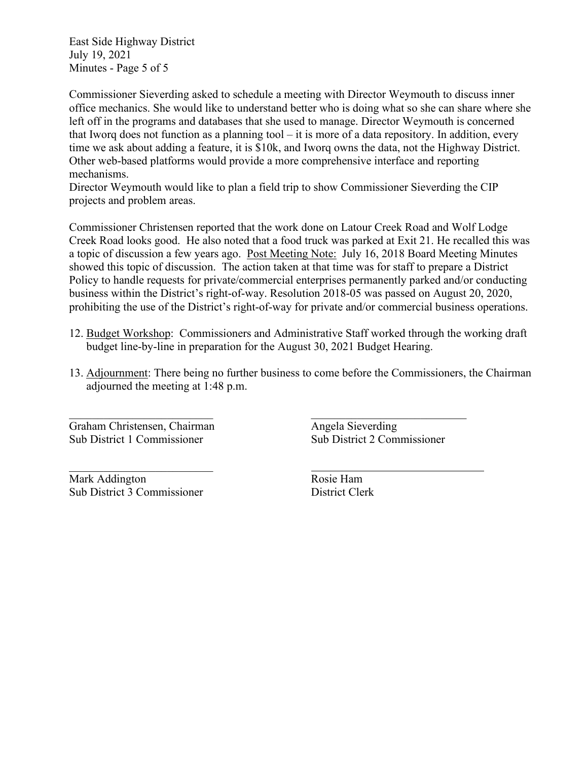Commissioner Sieverding asked to schedule a meeting with Director Weymouth to discuss inner office mechanics. She would like to understand better who is doing what so she can share where she left off in the programs and databases that she used to manage. Director Weymouth is concerned that Iworq does not function as a planning tool – it is more of a data repository. In addition, every time we ask about adding a feature, it is $10k, and Iworq owns the data, not the Highway District. Other web-based platforms would provide a more comprehensive interface and reporting mechanisms.
Director Weymouth would like to plan a field trip to show Commissioner Sieverding the CIP projects and problem areas.

Commissioner Christensen reported that the work done on Latour Creek Road and Wolf Lodge Creek Road looks good. He also noted that a food truck was parked at Exit 21. He recalled this was a topic of discussion a few years ago. Post Meeting Note: July 16, 2018 Board Meeting Minutes showed this topic of discussion. The action taken at that time was for staff to prepare a District Policy to handle requests for private/commercial enterprises permanently parked and/or conducting business within the District's right-of-way. Resolution 2018-05 was passed on August 20, 2020, prohibiting the use of the District's right-of-way for private and/or commercial business operations.

12. Budget Workshop: Commissioners and Administrative Staff worked through the working draft budget line-by-line in preparation for the August 30, 2021 Budget Hearing.

13. Adjournment: There being no further business to come before the Commissioners, the Chairman adjourned the meeting at 1:48 p.m.

\_\_\_\_\_\_\_\_\_\_\_\_\_\_\_\_\_\_\_\_\_\_\_\_\_\_
Graham Christensen, Chairman
Sub District 1 Commissioner

\_\_\_\_\_\_\_\_\_\_\_\_\_\_\_\_\_\_\_\_\_\_\_\_\_\_
Angela Sieverding
Sub District 2 Commissioner

\_\_\_\_\_\_\_\_\_\_\_\_\_\_\_\_\_\_\_\_\_\_\_\_\_\_
Mark Addington
Sub District 3 Commissioner

\_\_\_\_\_\_\_\_\_\_\_\_\_\_\_\_\_\_\_\_\_\_\_\_\_\_
Rosie Ham
District Clerk